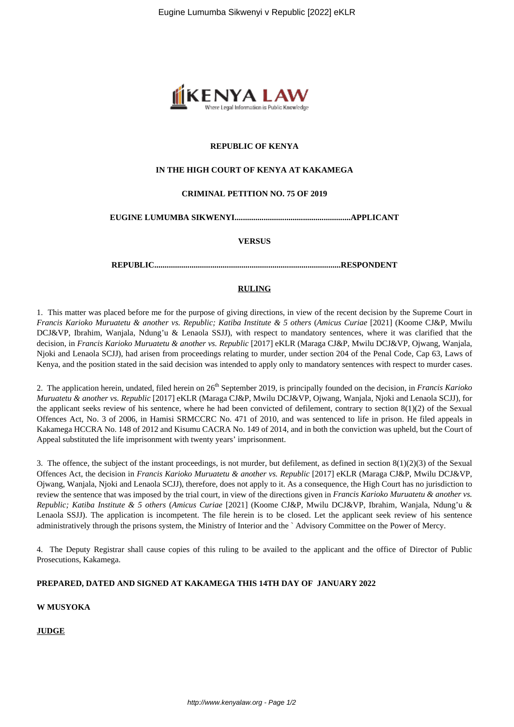**REPUBLIC OF KENYA**

**IN THE HIGH COURT OF KENYA AT KAKAMEGA**

**CRIMINAL PETITION NO. 75 OF 2019**

**EUGINE LUMUMBA SIKWENYI.......................................................APPLICANT**

**VERSUS**

**REPUBLIC.........................................................................................RESPONDENT**

**RULING**

1. This matter was placed before me for the purpose of giving directions, in view of the recent decision by the Supreme Court in *Francis Karioko Muruatetu & another vs. Republic; Katiba Institute & 5 others* (*Amicus Curiae* [2021] (Koome CJ&P, Mwilu DCJ&VP, Ibrahim, Wanjala, Ndung'u & Lenaola SSJJ), with respect to mandatory sentences, where it was clarified that the decision, in *Francis Karioko Muruatetu & another vs. Republic* [2017] eKLR (Maraga CJ&P, Mwilu DCJ&VP, Ojwang, Wanjala, Njoki and Lenaola SCJJ), had arisen from proceedings relating to murder, under section 204 of the Penal Code, Cap 63, Laws of Kenya, and the position stated in the said decision was intended to apply only to mandatory sentences with respect to murder cases.

2. The application herein, undated, filed herein on 26th September 2019, is principally founded on the decision, in *Francis Karioko Muruatetu & another vs. Republic* [2017] eKLR (Maraga CJ&P, Mwilu DCJ&VP, Ojwang, Wanjala, Njoki and Lenaola SCJJ), for the applicant seeks review of his sentence, where he had been convicted of defilement, contrary to section 8(1)(2) of the Sexual Offences Act, No. 3 of 2006, in Hamisi SRMCCRC No. 471 of 2010, and was sentenced to life in prison. He filed appeals in Kakamega HCCRA No. 148 of 2012 and Kisumu CACRA No. 149 of 2014, and in both the conviction was upheld, but the Court of Appeal substituted the life imprisonment with twenty years' imprisonment.

3. The offence, the subject of the instant proceedings, is not murder, but defilement, as defined in section 8(1)(2)(3) of the Sexual Offences Act, the decision in *Francis Karioko Muruatetu & another vs. Republic* [2017] eKLR (Maraga CJ&P, Mwilu DCJ&VP, Ojwang, Wanjala, Njoki and Lenaola SCJJ), therefore, does not apply to it. As a consequence, the High Court has no jurisdiction to review the sentence that was imposed by the trial court, in view of the directions given in *Francis Karioko Muruatetu & another vs. Republic; Katiba Institute & 5 others* (*Amicus Curiae* [2021] (Koome CJ&P, Mwilu DCJ&VP, Ibrahim, Wanjala, Ndung'u & Lenaola SSJJ). The application is incompetent. The file herein is to be closed. Let the applicant seek review of his sentence administratively through the prisons system, the Ministry of Interior and the ` Advisory Committee on the Power of Mercy.

4. The Deputy Registrar shall cause copies of this ruling to be availed to the applicant and the office of Director of Public Prosecutions, Kakamega.

**PREPARED, DATED AND SIGNED AT KAKAMEGA THIS 14TH DAY OF JANUARY 2022**

**W MUSYOKA**

**JUDGE**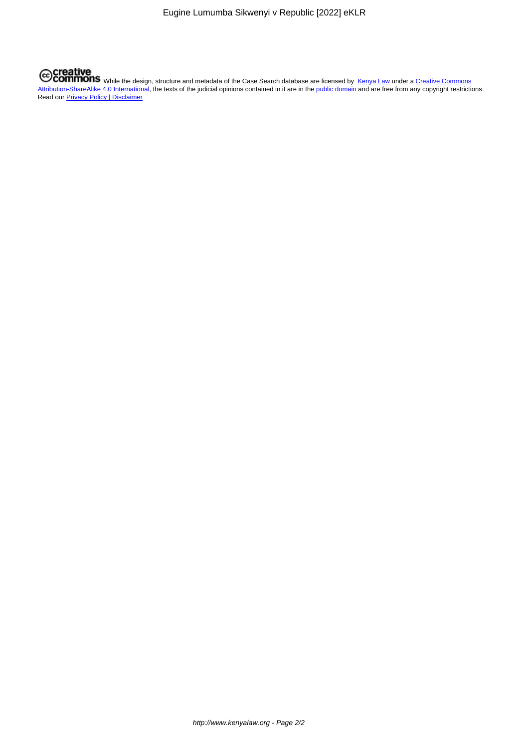While the design, structure and metadata of the Case Search database are licensed by Kenya Law under a Creative Commons Attribution-ShareAlike 4.0 International, the texts of the judicial opinions contained in it are in the public domain and are free from any copyright restrictions. Read our Privacy Policy | Disclaimer